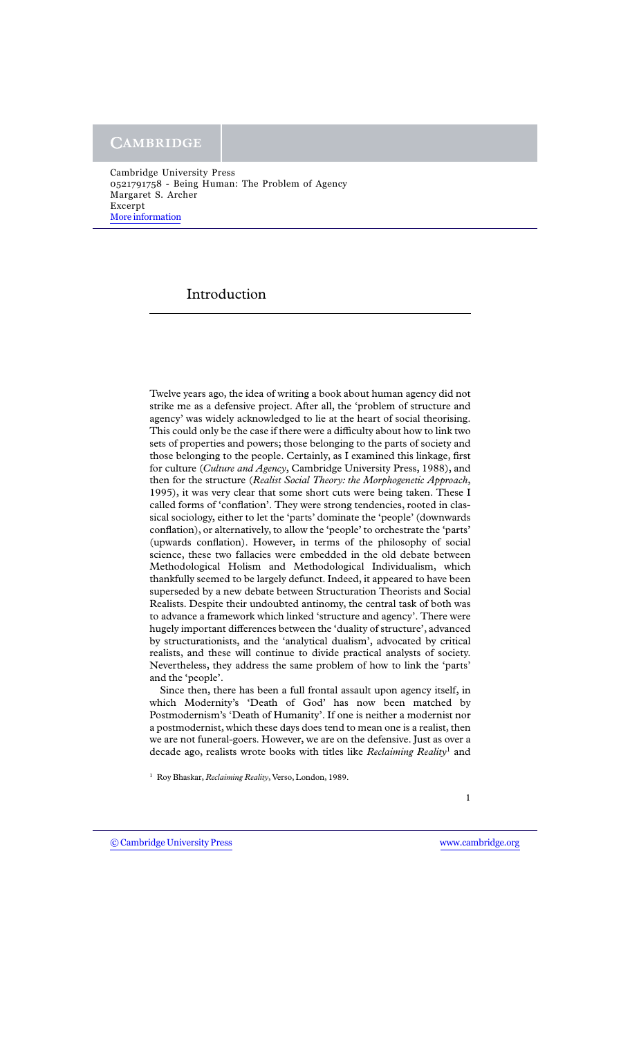# Introduction

Twelve years ago, the idea of writing a book about human agency did not strike me as a defensive project. After all, the 'problem of structure and agency' was widely acknowledged to lie at the heart of social theorising. This could only be the case if there were a difficulty about how to link two sets of properties and powers; those belonging to the parts of society and those belonging to the people. Certainly, as I examined this linkage, first for culture (*Culture and Agency*, Cambridge University Press, 1988), and then for the structure (*Realist Social Theory: the Morphogenetic Approach*, 1995), it was very clear that some short cuts were being taken. These I called forms of 'conflation'. They were strong tendencies, rooted in classical sociology, either to let the 'parts' dominate the 'people' (downwards conflation), or alternatively, to allow the 'people' to orchestrate the 'parts' (upwards conflation). However, in terms of the philosophy of social science, these two fallacies were embedded in the old debate between Methodological Holism and Methodological Individualism, which thankfully seemed to be largely defunct. Indeed, it appeared to have been superseded by a new debate between Structuration Theorists and Social Realists. Despite their undoubted antinomy, the central task of both was to advance a framework which linked 'structure and agency'. There were hugely important differences between the 'duality of structure', advanced by structurationists, and the 'analytical dualism', advocated by critical realists, and these will continue to divide practical analysts of society. Nevertheless, they address the same problem of how to link the 'parts' and the 'people'.

Since then, there has been a full frontal assault upon agency itself, in which Modernity's 'Death of God' has now been matched by Postmodernism's 'Death of Humanity'. If one is neither a modernist nor a postmodernist, which these days does tend to mean one is a realist, then we are not funeral-goers. However, we are on the defensive. Just as over a decade ago, realists wrote books with titles like *Reclaiming Reality*[1] and

[1] Roy Bhaskar, *Reclaiming Reality*, Verso, London, 1989.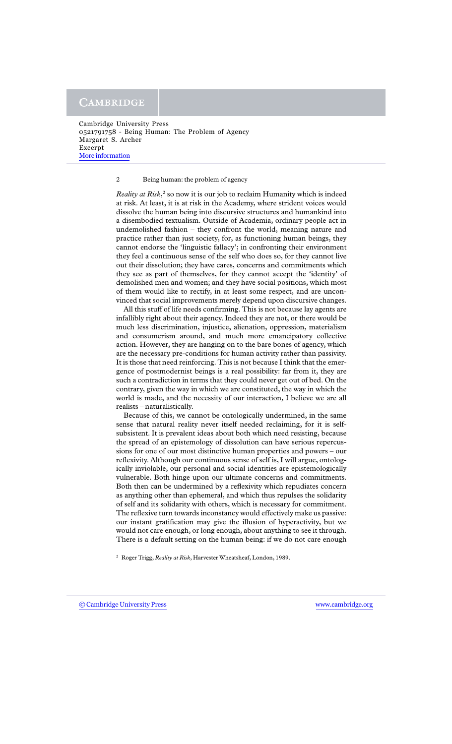*Reality at Risk*,[2] so now it is our job to reclaim Humanity which is indeed at risk. At least, it is at risk in the Academy, where strident voices would dissolve the human being into discursive structures and humankind into a disembodied textualism. Outside of Academia, ordinary people act in undemolished fashion – they confront the world, meaning nature and practice rather than just society, for, as functioning human beings, they cannot endorse the 'linguistic fallacy'; in confronting their environment they feel a continuous sense of the self who does so, for they cannot live out their dissolution; they have cares, concerns and commitments which they see as part of themselves, for they cannot accept the 'identity' of demolished men and women; and they have social positions, which most of them would like to rectify, in at least some respect, and are unconvinced that social improvements merely depend upon discursive changes.

All this stuff of life needs confirming. This is not because lay agents are infallibly right about their agency. Indeed they are not, or there would be much less discrimination, injustice, alienation, oppression, materialism and consumerism around, and much more emancipatory collective action. However, they are hanging on to the bare bones of agency, which are the necessary pre-conditions for human activity rather than passivity. It is those that need reinforcing. This is not because I think that the emergence of postmodernist beings is a real possibility: far from it, they are such a contradiction in terms that they could never get out of bed. On the contrary, given the way in which we are constituted, the way in which the world is made, and the necessity of our interaction, I believe we are all realists – naturalistically.

Because of this, we cannot be ontologically undermined, in the same sense that natural reality never itself needed reclaiming, for it is self-subsistent. It is prevalent ideas about both which need resisting, because the spread of an epistemology of dissolution can have serious repercussions for one of our most distinctive human properties and powers – our reflexivity. Although our continuous sense of self is, I will argue, ontologically inviolable, our personal and social identities are epistemologically vulnerable. Both hinge upon our ultimate concerns and commitments. Both then can be undermined by a reflexivity which repudiates concern as anything other than ephemeral, and which thus repulses the solidarity of self and its solidarity with others, which is necessary for commitment. The reflexive turn towards inconstancy would effectively make us passive: our instant gratification may give the illusion of hyperactivity, but we would not care enough, or long enough, about anything to see it through. There is a default setting on the human being: if we do not care enough

[2] Roger Trigg, *Reality at Risk*, Harvester Wheatsheaf, London, 1989.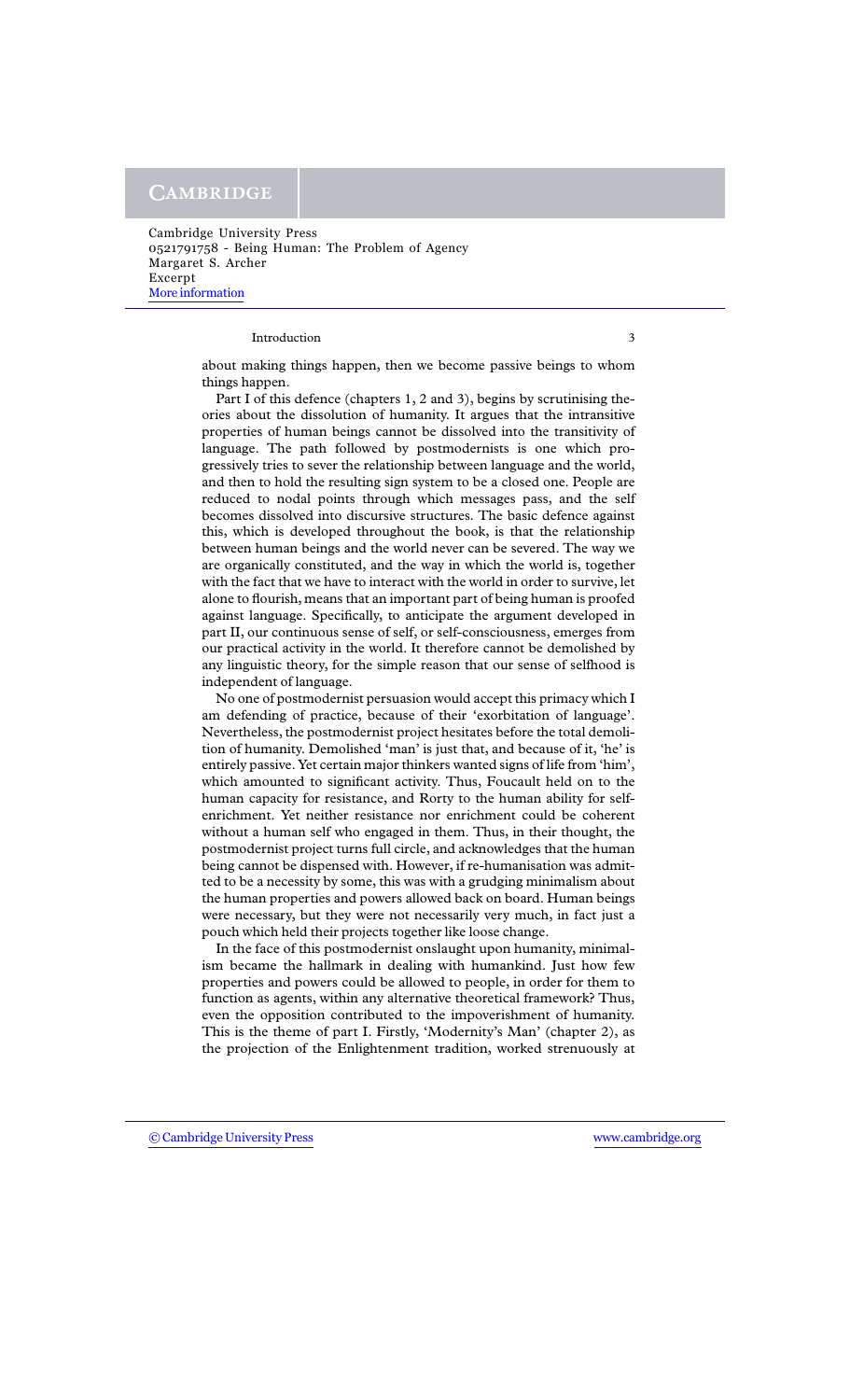about making things happen, then we become passive beings to whom things happen.

Part I of this defence (chapters 1, 2 and 3), begins by scrutinising theories about the dissolution of humanity. It argues that the intransitive properties of human beings cannot be dissolved into the transitivity of language. The path followed by postmodernists is one which progressively tries to sever the relationship between language and the world, and then to hold the resulting sign system to be a closed one. People are reduced to nodal points through which messages pass, and the self becomes dissolved into discursive structures. The basic defence against this, which is developed throughout the book, is that the relationship between human beings and the world never can be severed. The way we are organically constituted, and the way in which the world is, together with the fact that we have to interact with the world in order to survive, let alone to flourish, means that an important part of being human is proofed against language. Specifically, to anticipate the argument developed in part II, our continuous sense of self, or self-consciousness, emerges from our practical activity in the world. It therefore cannot be demolished by any linguistic theory, for the simple reason that our sense of selfhood is independent of language.

No one of postmodernist persuasion would accept this primacy which I am defending of practice, because of their 'exorbitation of language'. Nevertheless, the postmodernist project hesitates before the total demolition of humanity. Demolished 'man' is just that, and because of it, 'he' is entirely passive. Yet certain major thinkers wanted signs of life from 'him', which amounted to significant activity. Thus, Foucault held on to the human capacity for resistance, and Rorty to the human ability for self-enrichment. Yet neither resistance nor enrichment could be coherent without a human self who engaged in them. Thus, in their thought, the postmodernist project turns full circle, and acknowledges that the human being cannot be dispensed with. However, if re-humanisation was admitted to be a necessity by some, this was with a grudging minimalism about the human properties and powers allowed back on board. Human beings were necessary, but they were not necessarily very much, in fact just a pouch which held their projects together like loose change.

In the face of this postmodernist onslaught upon humanity, minimalism became the hallmark in dealing with humankind. Just how few properties and powers could be allowed to people, in order for them to function as agents, within any alternative theoretical framework? Thus, even the opposition contributed to the impoverishment of humanity. This is the theme of part I. Firstly, 'Modernity's Man' (chapter 2), as the projection of the Enlightenment tradition, worked strenuously at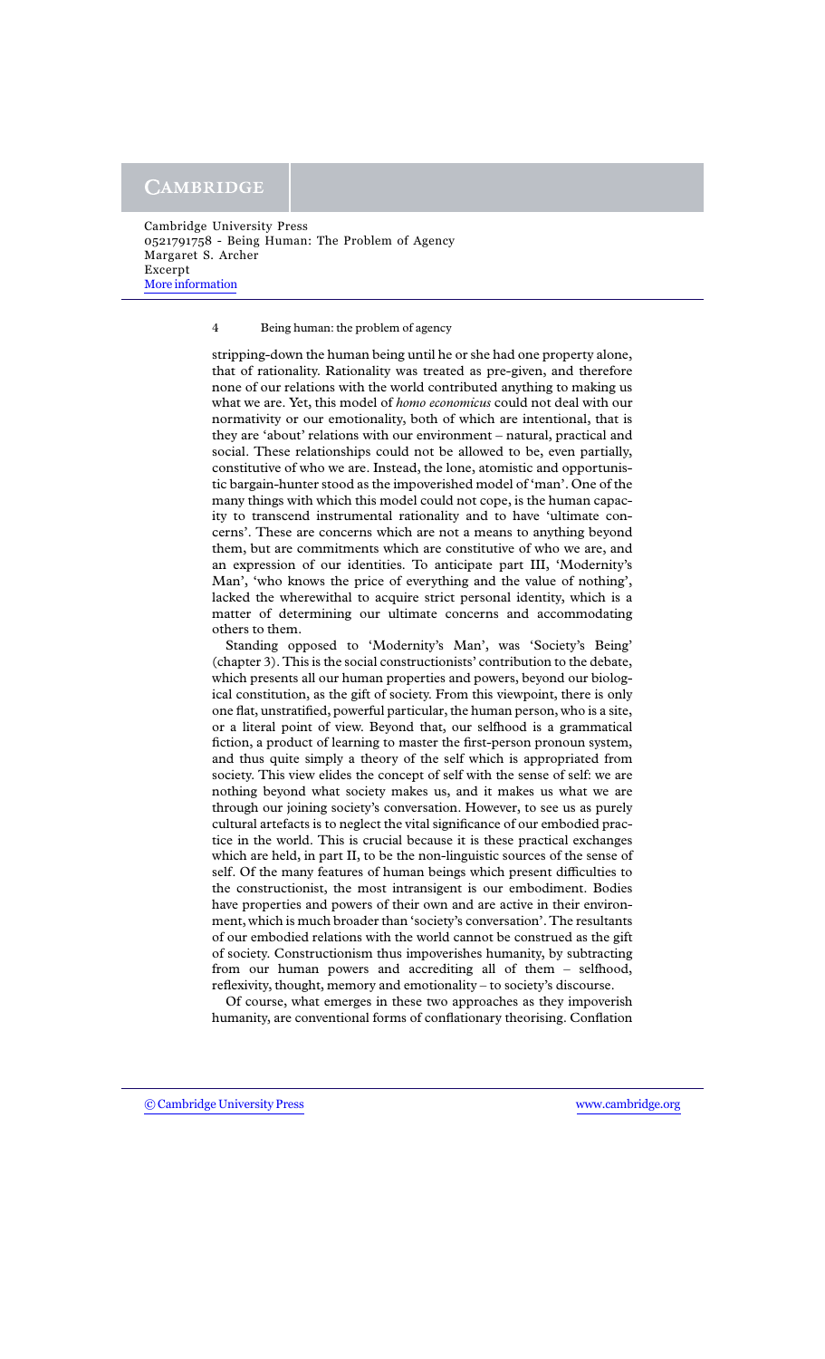stripping-down the human being until he or she had one property alone, that of rationality. Rationality was treated as pre-given, and therefore none of our relations with the world contributed anything to making us what we are. Yet, this model of *homo economicus* could not deal with our normativity or our emotionality, both of which are intentional, that is they are 'about' relations with our environment – natural, practical and social. These relationships could not be allowed to be, even partially, constitutive of who we are. Instead, the lone, atomistic and opportunistic bargain-hunter stood as the impoverished model of 'man'. One of the many things with which this model could not cope, is the human capacity to transcend instrumental rationality and to have 'ultimate concerns'. These are concerns which are not a means to anything beyond them, but are commitments which are constitutive of who we are, and an expression of our identities. To anticipate part III, 'Modernity's Man', 'who knows the price of everything and the value of nothing', lacked the wherewithal to acquire strict personal identity, which is a matter of determining our ultimate concerns and accommodating others to them.

Standing opposed to 'Modernity's Man', was 'Society's Being' (chapter 3). This is the social constructionists' contribution to the debate, which presents all our human properties and powers, beyond our biological constitution, as the gift of society. From this viewpoint, there is only one flat, unstratified, powerful particular, the human person, who is a site, or a literal point of view. Beyond that, our selfhood is a grammatical fiction, a product of learning to master the first-person pronoun system, and thus quite simply a theory of the self which is appropriated from society. This view elides the concept of self with the sense of self: we are nothing beyond what society makes us, and it makes us what we are through our joining society's conversation. However, to see us as purely cultural artefacts is to neglect the vital significance of our embodied practice in the world. This is crucial because it is these practical exchanges which are held, in part II, to be the non-linguistic sources of the sense of self. Of the many features of human beings which present difficulties to the constructionist, the most intransigent is our embodiment. Bodies have properties and powers of their own and are active in their environment, which is much broader than 'society's conversation'. The resultants of our embodied relations with the world cannot be construed as the gift of society. Constructionism thus impoverishes humanity, by subtracting from our human powers and accrediting all of them – selfhood, reflexivity, thought, memory and emotionality – to society's discourse.

Of course, what emerges in these two approaches as they impoverish humanity, are conventional forms of conflationary theorising. Conflation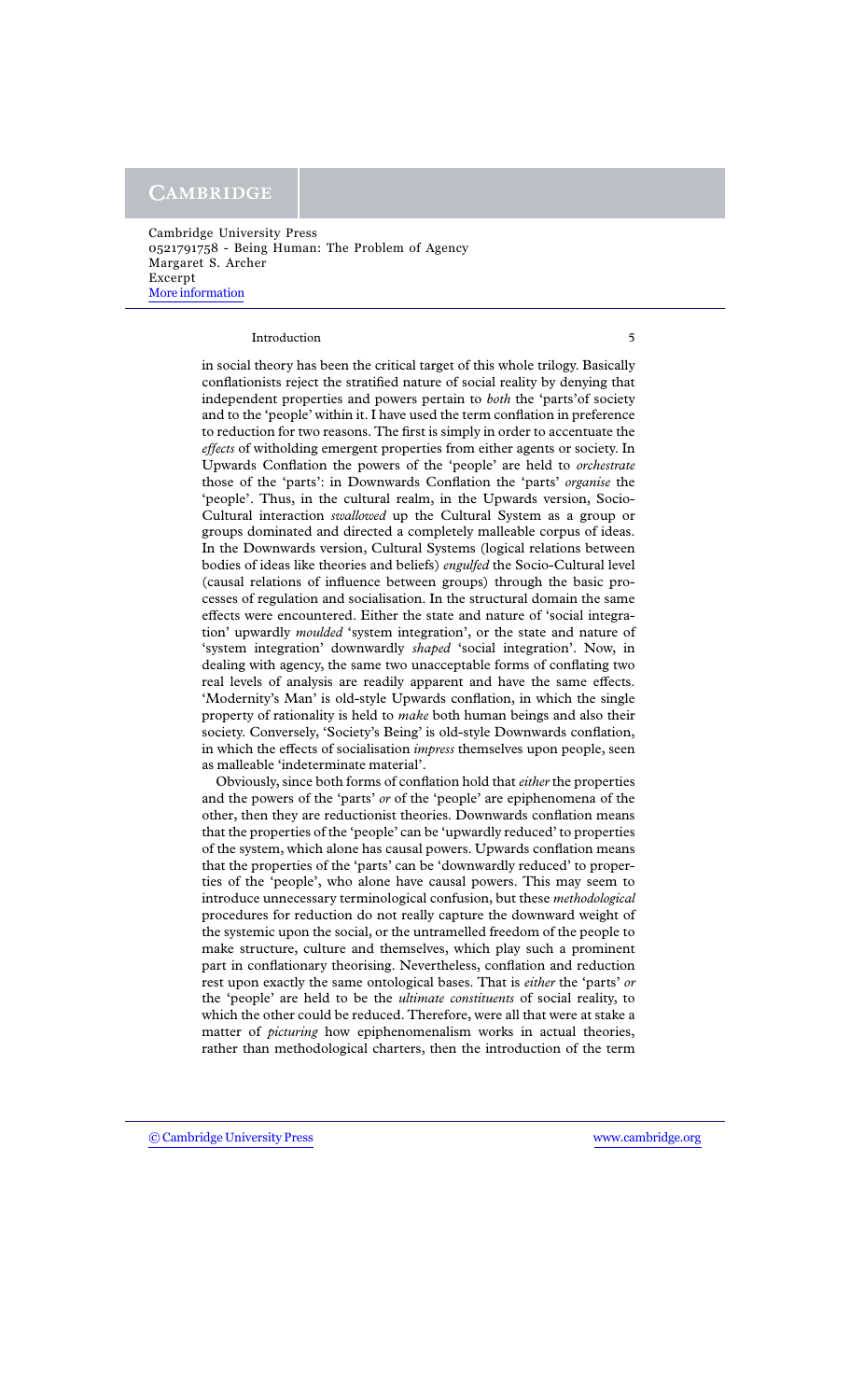in social theory has been the critical target of this whole trilogy. Basically conflationists reject the stratified nature of social reality by denying that independent properties and powers pertain to *both* the 'parts'of society and to the 'people' within it. I have used the term conflation in preference to reduction for two reasons. The first is simply in order to accentuate the *effects* of witholding emergent properties from either agents or society. In Upwards Conflation the powers of the 'people' are held to *orchestrate* those of the 'parts': in Downwards Conflation the 'parts' *organise* the 'people'. Thus, in the cultural realm, in the Upwards version, Socio-Cultural interaction *swallowed* up the Cultural System as a group or groups dominated and directed a completely malleable corpus of ideas. In the Downwards version, Cultural Systems (logical relations between bodies of ideas like theories and beliefs) *engulfed* the Socio-Cultural level (causal relations of influence between groups) through the basic processes of regulation and socialisation. In the structural domain the same effects were encountered. Either the state and nature of 'social integration' upwardly *moulded* 'system integration', or the state and nature of 'system integration' downwardly *shaped* 'social integration'. Now, in dealing with agency, the same two unacceptable forms of conflating two real levels of analysis are readily apparent and have the same effects. 'Modernity's Man' is old-style Upwards conflation, in which the single property of rationality is held to *make* both human beings and also their society. Conversely, 'Society's Being' is old-style Downwards conflation, in which the effects of socialisation *impress* themselves upon people, seen as malleable 'indeterminate material'.

Obviously, since both forms of conflation hold that *either* the properties and the powers of the 'parts' *or* of the 'people' are epiphenomena of the other, then they are reductionist theories. Downwards conflation means that the properties of the 'people' can be 'upwardly reduced' to properties of the system, which alone has causal powers. Upwards conflation means that the properties of the 'parts' can be 'downwardly reduced' to properties of the 'people', who alone have causal powers. This may seem to introduce unnecessary terminological confusion, but these *methodological* procedures for reduction do not really capture the downward weight of the systemic upon the social, or the untramelled freedom of the people to make structure, culture and themselves, which play such a prominent part in conflationary theorising. Nevertheless, conflation and reduction rest upon exactly the same ontological bases. That is *either* the 'parts' *or* the 'people' are held to be the *ultimate constituents* of social reality, to which the other could be reduced. Therefore, were all that were at stake a matter of *picturing* how epiphenomenalism works in actual theories, rather than methodological charters, then the introduction of the term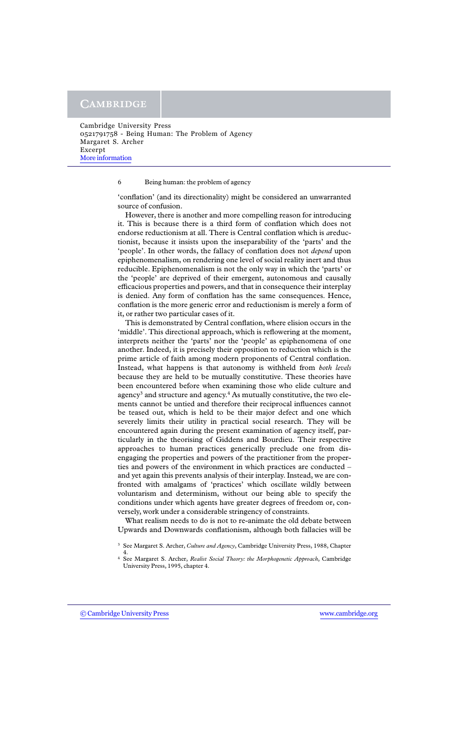'conflation' (and its directionality) might be considered an unwarranted source of confusion.

However, there is another and more compelling reason for introducing it. This is because there is a third form of conflation which does not endorse reductionism at all. There is Central conflation which is *a*reductionist, because it insists upon the inseparability of the 'parts' and the 'people'. In other words, the fallacy of conflation does not *depend* upon epiphenomenalism, on rendering one level of social reality inert and thus reducible. Epiphenomenalism is not the only way in which the 'parts' or the 'people' are deprived of their emergent, autonomous and causally efficacious properties and powers, and that in consequence their interplay is denied. Any form of conflation has the same consequences. Hence, conflation is the more generic error and reductionism is merely a form of it, or rather two particular cases of it.

This is demonstrated by Central conflation, where elision occurs in the 'middle'. This directional approach, which is reflowering at the moment, interprets neither the 'parts' nor the 'people' as epiphenomena of one another. Indeed, it is precisely their opposition to reduction which is the prime article of faith among modern proponents of Central conflation. Instead, what happens is that autonomy is withheld from *both levels* because they are held to be mutually constitutive. These theories have been encountered before when examining those who elide culture and agency[3] and structure and agency.[4] As mutually constitutive, the two elements cannot be untied and therefore their reciprocal influences cannot be teased out, which is held to be their major defect and one which severely limits their utility in practical social research. They will be encountered again during the present examination of agency itself, particularly in the theorising of Giddens and Bourdieu. Their respective approaches to human practices generically preclude one from disengaging the properties and powers of the practitioner from the properties and powers of the environment in which practices are conducted – and yet again this prevents analysis of their interplay. Instead, we are confronted with amalgams of 'practices' which oscillate wildly between voluntarism and determinism, without our being able to specify the conditions under which agents have greater degrees of freedom or, conversely, work under a considerable stringency of constraints.

What realism needs to do is not to re-animate the old debate between Upwards and Downwards conflationism, although both fallacies will be

[3] See Margaret S. Archer, *Culture and Agency*, Cambridge University Press, 1988, Chapter 4.

[4] See Margaret S. Archer, *Realist Social Theory: the Morphogenetic Approach*, Cambridge University Press, 1995, chapter 4.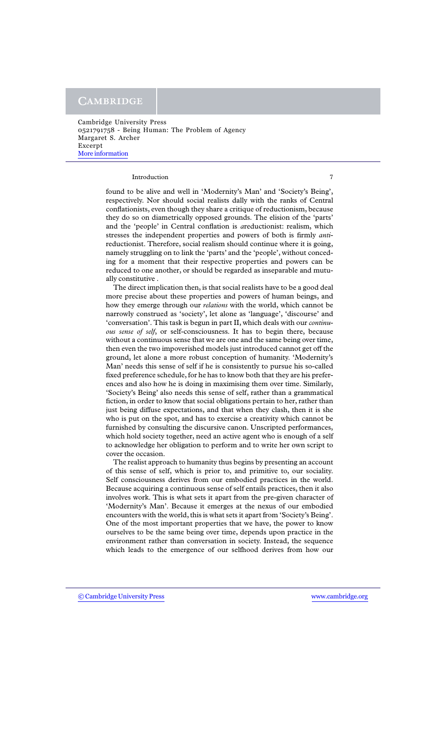found to be alive and well in 'Modernity's Man' and 'Society's Being', respectively. Nor should social realists dally with the ranks of Central conflationists, even though they share a critique of reductionism, because they do so on diametrically opposed grounds. The elision of the 'parts' and the 'people' in Central conflation is *a*reductionist: realism, which stresses the independent properties and powers of both is firmly *anti*-reductionist. Therefore, social realism should continue where it is going, namely struggling on to link the 'parts' and the 'people', without conceding for a moment that their respective properties and powers can be reduced to one another, or should be regarded as inseparable and mutually constitutive .

The direct implication then, is that social realists have to be a good deal more precise about these properties and powers of human beings, and how they emerge through our *relations* with the world, which cannot be narrowly construed as 'society', let alone as 'language', 'discourse' and 'conversation'. This task is begun in part II, which deals with our *continuous sense of self*, or self-consciousness. It has to begin there, because without a continuous sense that we are one and the same being over time, then even the two impoverished models just introduced cannot get off the ground, let alone a more robust conception of humanity. 'Modernity's Man' needs this sense of self if he is consistently to pursue his so-called fixed preference schedule, for he has to know both that they are his preferences and also how he is doing in maximising them over time. Similarly, 'Society's Being' also needs this sense of self, rather than a grammatical fiction, in order to know that social obligations pertain to her, rather than just being diffuse expectations, and that when they clash, then it is she who is put on the spot, and has to exercise a creativity which cannot be furnished by consulting the discursive canon. Unscripted performances, which hold society together, need an active agent who is enough of a self to acknowledge her obligation to perform and to write her own script to cover the occasion.

The realist approach to humanity thus begins by presenting an account of this sense of self, which is prior to, and primitive to, our sociality. Self consciousness derives from our embodied practices in the world. Because acquiring a continuous sense of self entails practices, then it also involves work. This is what sets it apart from the pre-given character of 'Modernity's Man'. Because it emerges at the nexus of our embodied encounters with the world, this is what sets it apart from 'Society's Being'. One of the most important properties that we have, the power to know ourselves to be the same being over time, depends upon practice in the environment rather than conversation in society. Instead, the sequence which leads to the emergence of our selfhood derives from how our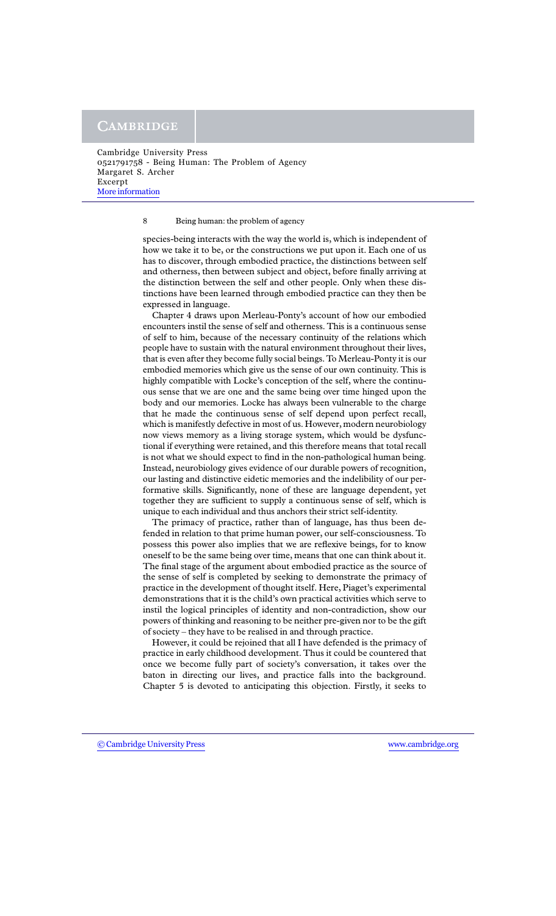species-being interacts with the way the world is, which is independent of how we take it to be, or the constructions we put upon it. Each one of us has to discover, through embodied practice, the distinctions between self and otherness, then between subject and object, before finally arriving at the distinction between the self and other people. Only when these distinctions have been learned through embodied practice can they then be expressed in language.

Chapter 4 draws upon Merleau-Ponty's account of how our embodied encounters instil the sense of self and otherness. This is a continuous sense of self to him, because of the necessary continuity of the relations which people have to sustain with the natural environment throughout their lives, that is even after they become fully social beings. To Merleau-Ponty it is our embodied memories which give us the sense of our own continuity. This is highly compatible with Locke's conception of the self, where the continuous sense that we are one and the same being over time hinged upon the body and our memories. Locke has always been vulnerable to the charge that he made the continuous sense of self depend upon perfect recall, which is manifestly defective in most of us. However, modern neurobiology now views memory as a living storage system, which would be dysfunctional if everything were retained, and this therefore means that total recall is not what we should expect to find in the non-pathological human being. Instead, neurobiology gives evidence of our durable powers of recognition, our lasting and distinctive eidetic memories and the indelibility of our performative skills. Significantly, none of these are language dependent, yet together they are sufficient to supply a continuous sense of self, which is unique to each individual and thus anchors their strict self-identity.

The primacy of practice, rather than of language, has thus been defended in relation to that prime human power, our self-consciousness. To possess this power also implies that we are reflexive beings, for to know oneself to be the same being over time, means that one can think about it. The final stage of the argument about embodied practice as the source of the sense of self is completed by seeking to demonstrate the primacy of practice in the development of thought itself. Here, Piaget's experimental demonstrations that it is the child's own practical activities which serve to instil the logical principles of identity and non-contradiction, show our powers of thinking and reasoning to be neither pre-given nor to be the gift of society – they have to be realised in and through practice.

However, it could be rejoined that all I have defended is the primacy of practice in early childhood development. Thus it could be countered that once we become fully part of society's conversation, it takes over the baton in directing our lives, and practice falls into the background. Chapter 5 is devoted to anticipating this objection. Firstly, it seeks to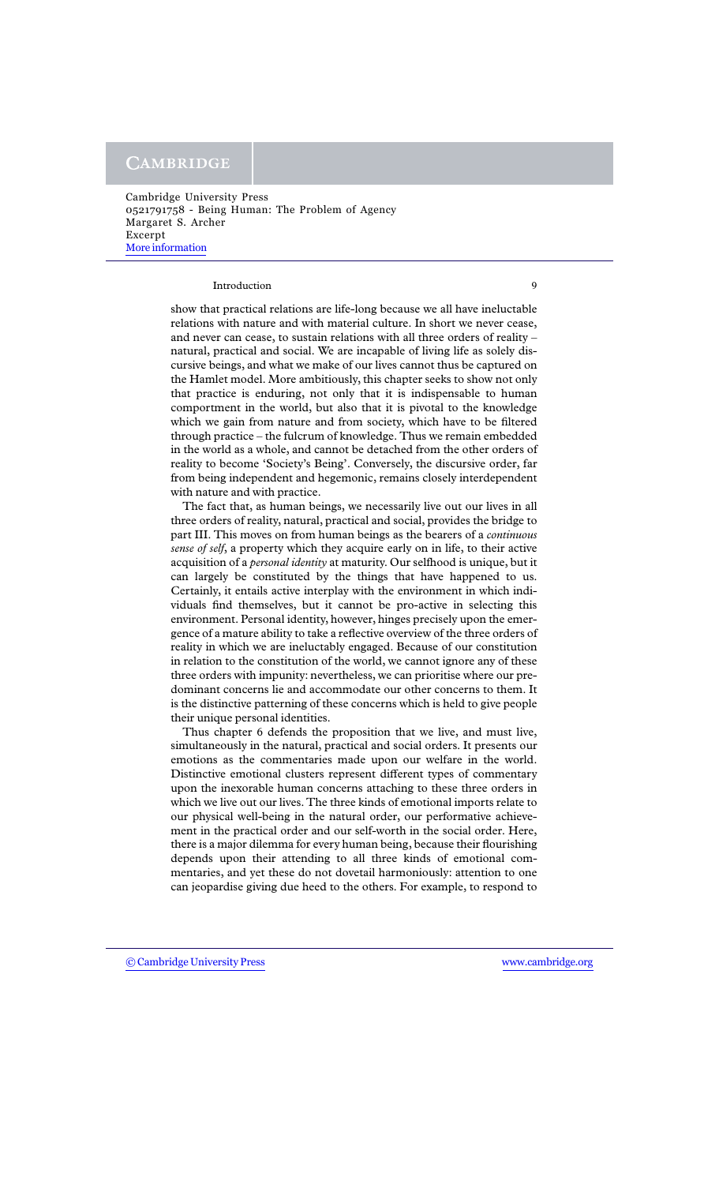show that practical relations are life-long because we all have ineluctable relations with nature and with material culture. In short we never cease, and never can cease, to sustain relations with all three orders of reality – natural, practical and social. We are incapable of living life as solely discursive beings, and what we make of our lives cannot thus be captured on the Hamlet model. More ambitiously, this chapter seeks to show not only that practice is enduring, not only that it is indispensable to human comportment in the world, but also that it is pivotal to the knowledge which we gain from nature and from society, which have to be filtered through practice – the fulcrum of knowledge. Thus we remain embedded in the world as a whole, and cannot be detached from the other orders of reality to become 'Society's Being'. Conversely, the discursive order, far from being independent and hegemonic, remains closely interdependent with nature and with practice.

The fact that, as human beings, we necessarily live out our lives in all three orders of reality, natural, practical and social, provides the bridge to part III. This moves on from human beings as the bearers of a *continuous sense of self*, a property which they acquire early on in life, to their active acquisition of a *personal identity* at maturity. Our selfhood is unique, but it can largely be constituted by the things that have happened to us. Certainly, it entails active interplay with the environment in which individuals find themselves, but it cannot be pro-active in selecting this environment. Personal identity, however, hinges precisely upon the emergence of a mature ability to take a reflective overview of the three orders of reality in which we are ineluctably engaged. Because of our constitution in relation to the constitution of the world, we cannot ignore any of these three orders with impunity: nevertheless, we can prioritise where our predominant concerns lie and accommodate our other concerns to them. It is the distinctive patterning of these concerns which is held to give people their unique personal identities.

Thus chapter 6 defends the proposition that we live, and must live, simultaneously in the natural, practical and social orders. It presents our emotions as the commentaries made upon our welfare in the world. Distinctive emotional clusters represent different types of commentary upon the inexorable human concerns attaching to these three orders in which we live out our lives. The three kinds of emotional imports relate to our physical well-being in the natural order, our performative achievement in the practical order and our self-worth in the social order. Here, there is a major dilemma for every human being, because their flourishing depends upon their attending to all three kinds of emotional commentaries, and yet these do not dovetail harmoniously: attention to one can jeopardise giving due heed to the others. For example, to respond to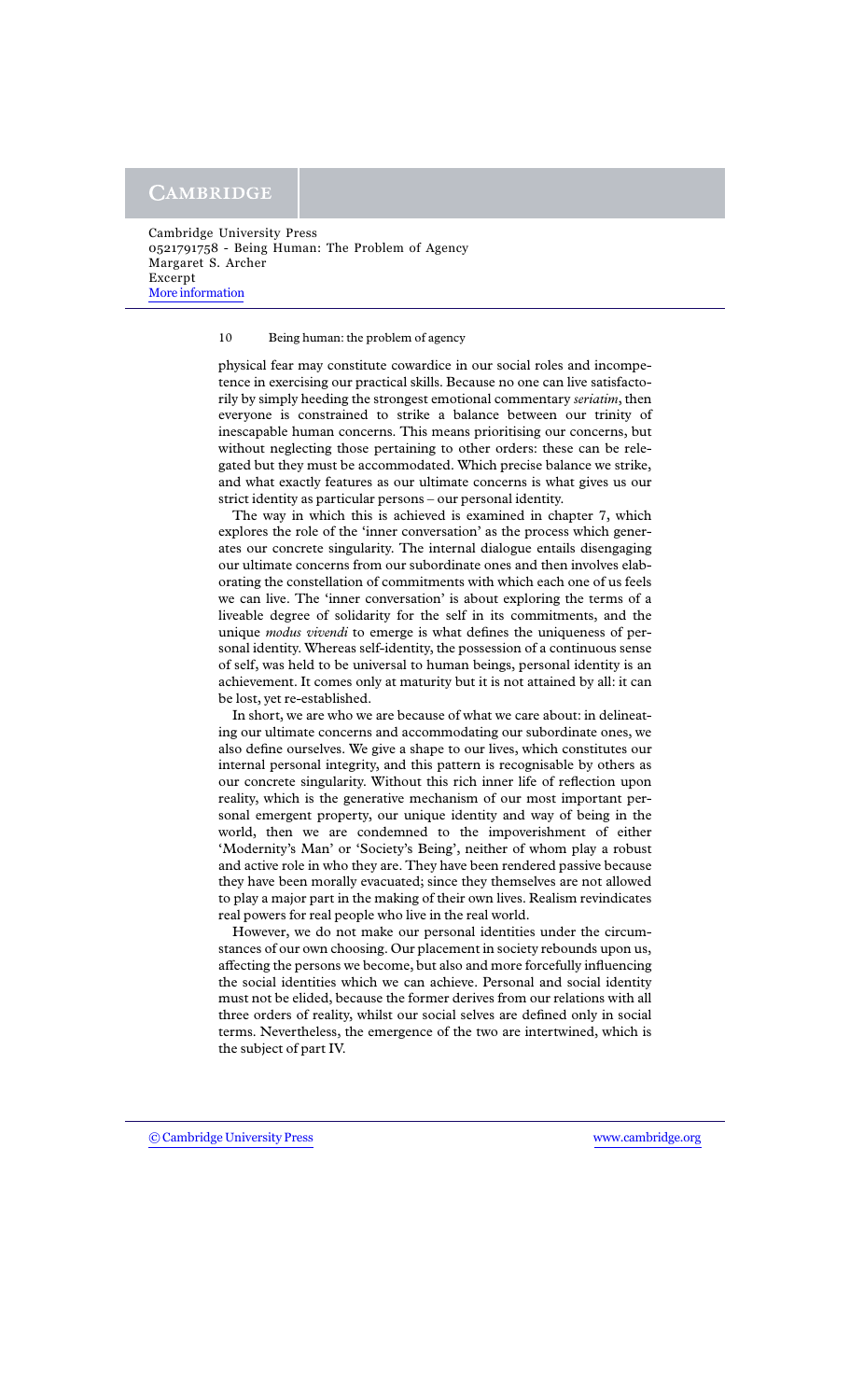physical fear may constitute cowardice in our social roles and incompetence in exercising our practical skills. Because no one can live satisfactorily by simply heeding the strongest emotional commentary *seriatim*, then everyone is constrained to strike a balance between our trinity of inescapable human concerns. This means prioritising our concerns, but without neglecting those pertaining to other orders: these can be relegated but they must be accommodated. Which precise balance we strike, and what exactly features as our ultimate concerns is what gives us our strict identity as particular persons – our personal identity.

The way in which this is achieved is examined in chapter 7, which explores the role of the 'inner conversation' as the process which generates our concrete singularity. The internal dialogue entails disengaging our ultimate concerns from our subordinate ones and then involves elaborating the constellation of commitments with which each one of us feels we can live. The 'inner conversation' is about exploring the terms of a liveable degree of solidarity for the self in its commitments, and the unique *modus vivendi* to emerge is what defines the uniqueness of personal identity. Whereas self-identity, the possession of a continuous sense of self, was held to be universal to human beings, personal identity is an achievement. It comes only at maturity but it is not attained by all: it can be lost, yet re-established.

In short, we are who we are because of what we care about: in delineating our ultimate concerns and accommodating our subordinate ones, we also define ourselves. We give a shape to our lives, which constitutes our internal personal integrity, and this pattern is recognisable by others as our concrete singularity. Without this rich inner life of reflection upon reality, which is the generative mechanism of our most important personal emergent property, our unique identity and way of being in the world, then we are condemned to the impoverishment of either 'Modernity's Man' or 'Society's Being', neither of whom play a robust and active role in who they are. They have been rendered passive because they have been morally evacuated; since they themselves are not allowed to play a major part in the making of their own lives. Realism revindicates real powers for real people who live in the real world.

However, we do not make our personal identities under the circumstances of our own choosing. Our placement in society rebounds upon us, affecting the persons we become, but also and more forcefully influencing the social identities which we can achieve. Personal and social identity must not be elided, because the former derives from our relations with all three orders of reality, whilst our social selves are defined only in social terms. Nevertheless, the emergence of the two are intertwined, which is the subject of part IV.